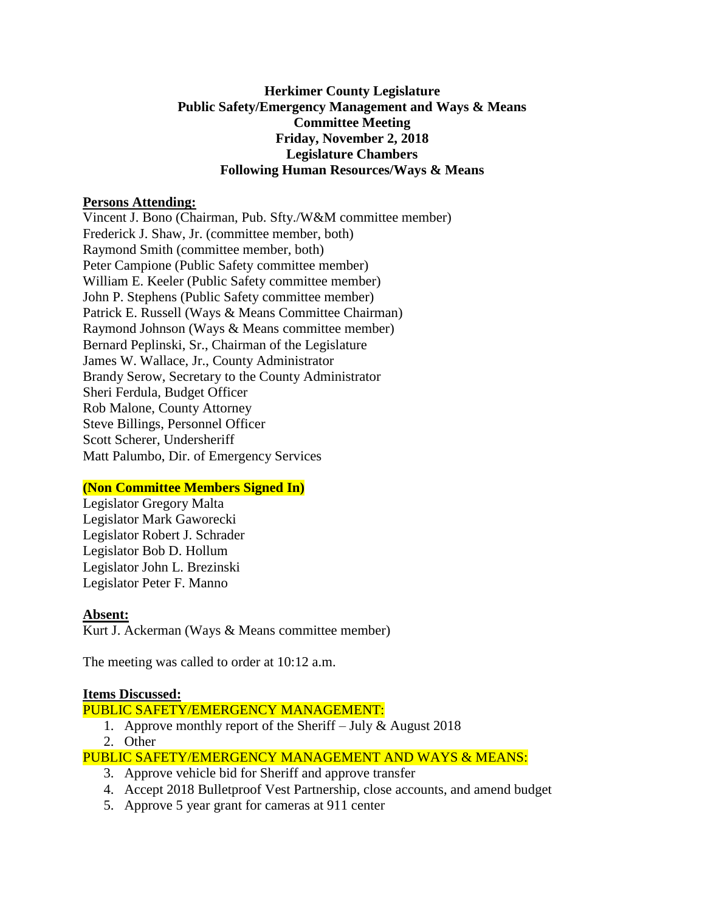**Herkimer County Legislature**
**Public Safety/Emergency Management and Ways & Means**
**Committee Meeting**
**Friday, November 2, 2018**
**Legislature Chambers**
**Following Human Resources/Ways & Means**

**Persons Attending:**

Vincent J. Bono (Chairman, Pub. Sfty./W&M committee member)
Frederick J. Shaw, Jr. (committee member, both)
Raymond Smith (committee member, both)
Peter Campione (Public Safety committee member)
William E. Keeler (Public Safety committee member)
John P. Stephens (Public Safety committee member)
Patrick E. Russell (Ways & Means Committee Chairman)
Raymond Johnson (Ways & Means committee member)
Bernard Peplinski, Sr., Chairman of the Legislature
James W. Wallace, Jr., County Administrator
Brandy Serow, Secretary to the County Administrator
Sheri Ferdula, Budget Officer
Rob Malone, County Attorney
Steve Billings, Personnel Officer
Scott Scherer, Undersheriff
Matt Palumbo, Dir. of Emergency Services

**(Non Committee Members Signed In)**

Legislator Gregory Malta
Legislator Mark Gaworecki
Legislator Robert J. Schrader
Legislator Bob D. Hollum
Legislator John L. Brezinski
Legislator Peter F. Manno

**Absent:**

Kurt J. Ackerman (Ways & Means committee member)

The meeting was called to order at 10:12 a.m.

**Items Discussed:**

PUBLIC SAFETY/EMERGENCY MANAGEMENT:

1. Approve monthly report of the Sheriff – July & August 2018
2. Other

PUBLIC SAFETY/EMERGENCY MANAGEMENT AND WAYS & MEANS:

3. Approve vehicle bid for Sheriff and approve transfer
4. Accept 2018 Bulletproof Vest Partnership, close accounts, and amend budget
5. Approve 5 year grant for cameras at 911 center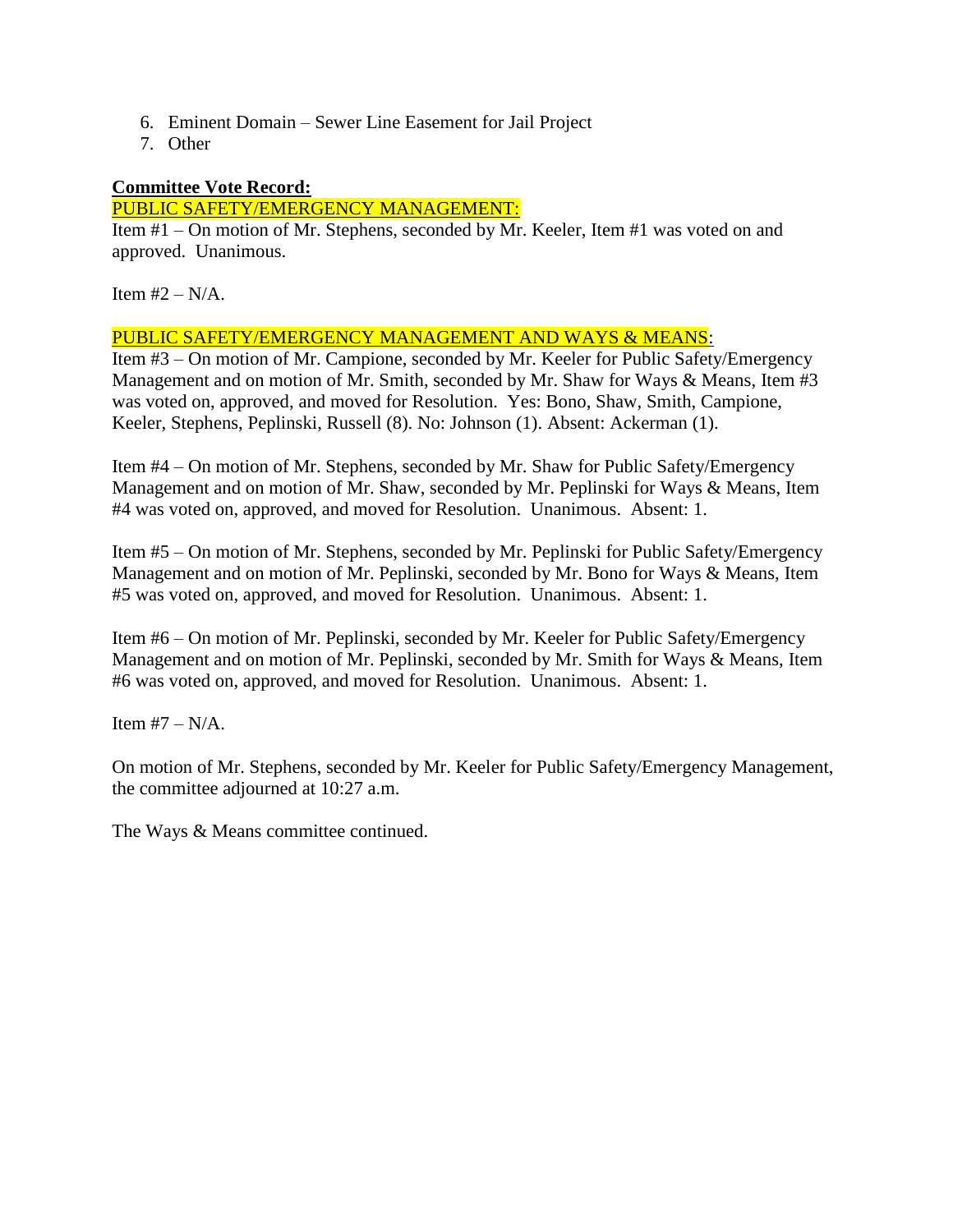6. Eminent Domain – Sewer Line Easement for Jail Project
7. Other

**Committee Vote Record:**

PUBLIC SAFETY/EMERGENCY MANAGEMENT:

Item #1 – On motion of Mr. Stephens, seconded by Mr. Keeler, Item #1 was voted on and approved. Unanimous.

Item #2 – N/A.

PUBLIC SAFETY/EMERGENCY MANAGEMENT AND WAYS & MEANS:

Item #3 – On motion of Mr. Campione, seconded by Mr. Keeler for Public Safety/Emergency Management and on motion of Mr. Smith, seconded by Mr. Shaw for Ways & Means, Item #3 was voted on, approved, and moved for Resolution. Yes: Bono, Shaw, Smith, Campione, Keeler, Stephens, Peplinski, Russell (8). No: Johnson (1). Absent: Ackerman (1).

Item #4 – On motion of Mr. Stephens, seconded by Mr. Shaw for Public Safety/Emergency Management and on motion of Mr. Shaw, seconded by Mr. Peplinski for Ways & Means, Item #4 was voted on, approved, and moved for Resolution. Unanimous. Absent: 1.

Item #5 – On motion of Mr. Stephens, seconded by Mr. Peplinski for Public Safety/Emergency Management and on motion of Mr. Peplinski, seconded by Mr. Bono for Ways & Means, Item #5 was voted on, approved, and moved for Resolution. Unanimous. Absent: 1.

Item #6 – On motion of Mr. Peplinski, seconded by Mr. Keeler for Public Safety/Emergency Management and on motion of Mr. Peplinski, seconded by Mr. Smith for Ways & Means, Item #6 was voted on, approved, and moved for Resolution. Unanimous. Absent: 1.

Item #7 – N/A.

On motion of Mr. Stephens, seconded by Mr. Keeler for Public Safety/Emergency Management, the committee adjourned at 10:27 a.m.

The Ways & Means committee continued.